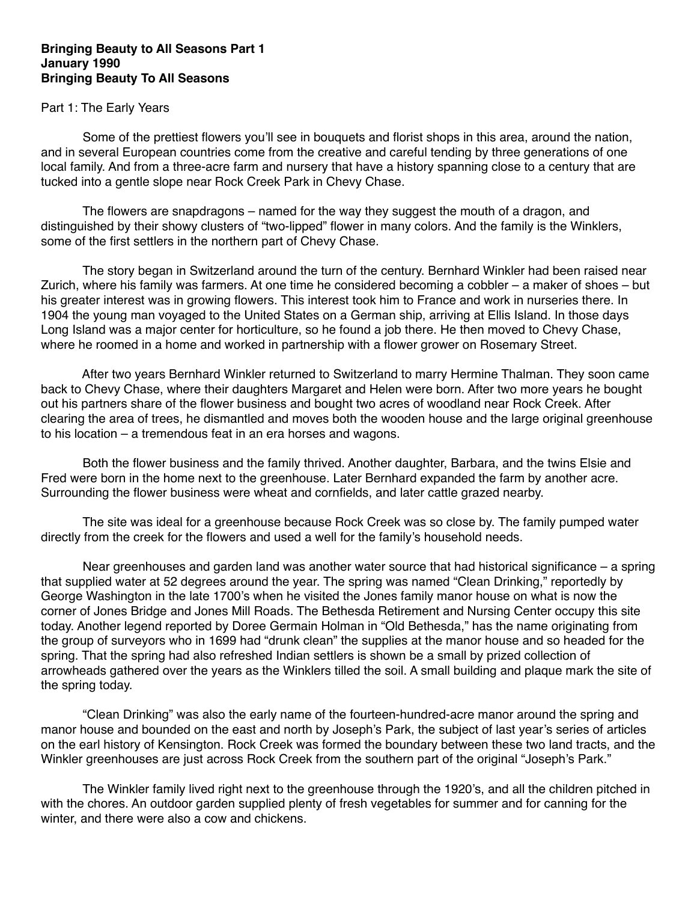**Bringing Beauty to All Seasons Part 1**
**January 1990**
**Bringing Beauty To All Seasons**

Part 1: The Early Years

Some of the prettiest flowers you'll see in bouquets and florist shops in this area, around the nation, and in several European countries come from the creative and careful tending by three generations of one local family. And from a three-acre farm and nursery that have a history spanning close to a century that are tucked into a gentle slope near Rock Creek Park in Chevy Chase.

The flowers are snapdragons – named for the way they suggest the mouth of a dragon, and distinguished by their showy clusters of "two-lipped" flower in many colors. And the family is the Winklers, some of the first settlers in the northern part of Chevy Chase.

The story began in Switzerland around the turn of the century. Bernhard Winkler had been raised near Zurich, where his family was farmers. At one time he considered becoming a cobbler – a maker of shoes – but his greater interest was in growing flowers. This interest took him to France and work in nurseries there. In 1904 the young man voyaged to the United States on a German ship, arriving at Ellis Island. In those days Long Island was a major center for horticulture, so he found a job there. He then moved to Chevy Chase, where he roomed in a home and worked in partnership with a flower grower on Rosemary Street.

After two years Bernhard Winkler returned to Switzerland to marry Hermine Thalman. They soon came back to Chevy Chase, where their daughters Margaret and Helen were born. After two more years he bought out his partners share of the flower business and bought two acres of woodland near Rock Creek. After clearing the area of trees, he dismantled and moves both the wooden house and the large original greenhouse to his location – a tremendous feat in an era horses and wagons.

Both the flower business and the family thrived. Another daughter, Barbara, and the twins Elsie and Fred were born in the home next to the greenhouse. Later Bernhard expanded the farm by another acre. Surrounding the flower business were wheat and cornfields, and later cattle grazed nearby.

The site was ideal for a greenhouse because Rock Creek was so close by. The family pumped water directly from the creek for the flowers and used a well for the family's household needs.

Near greenhouses and garden land was another water source that had historical significance – a spring that supplied water at 52 degrees around the year. The spring was named "Clean Drinking," reportedly by George Washington in the late 1700's when he visited the Jones family manor house on what is now the corner of Jones Bridge and Jones Mill Roads. The Bethesda Retirement and Nursing Center occupy this site today. Another legend reported by Doree Germain Holman in "Old Bethesda," has the name originating from the group of surveyors who in 1699 had "drunk clean" the supplies at the manor house and so headed for the spring. That the spring had also refreshed Indian settlers is shown be a small by prized collection of arrowheads gathered over the years as the Winklers tilled the soil. A small building and plaque mark the site of the spring today.

"Clean Drinking" was also the early name of the fourteen-hundred-acre manor around the spring and manor house and bounded on the east and north by Joseph's Park, the subject of last year's series of articles on the earl history of Kensington. Rock Creek was formed the boundary between these two land tracts, and the Winkler greenhouses are just across Rock Creek from the southern part of the original "Joseph's Park."

The Winkler family lived right next to the greenhouse through the 1920's, and all the children pitched in with the chores. An outdoor garden supplied plenty of fresh vegetables for summer and for canning for the winter, and there were also a cow and chickens.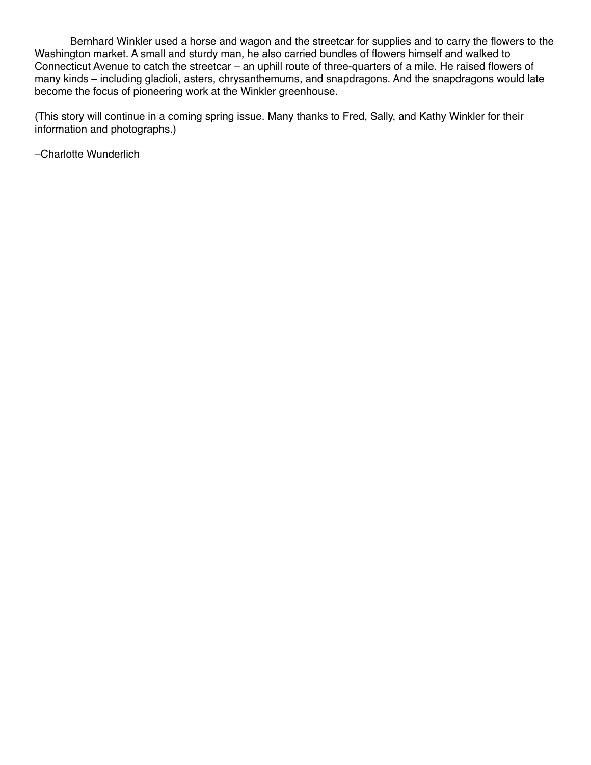Bernhard Winkler used a horse and wagon and the streetcar for supplies and to carry the flowers to the Washington market. A small and sturdy man, he also carried bundles of flowers himself and walked to Connecticut Avenue to catch the streetcar – an uphill route of three-quarters of a mile. He raised flowers of many kinds – including gladioli, asters, chrysanthemums, and snapdragons. And the snapdragons would late become the focus of pioneering work at the Winkler greenhouse.

(This story will continue in a coming spring issue. Many thanks to Fred, Sally, and Kathy Winkler for their information and photographs.)

–Charlotte Wunderlich